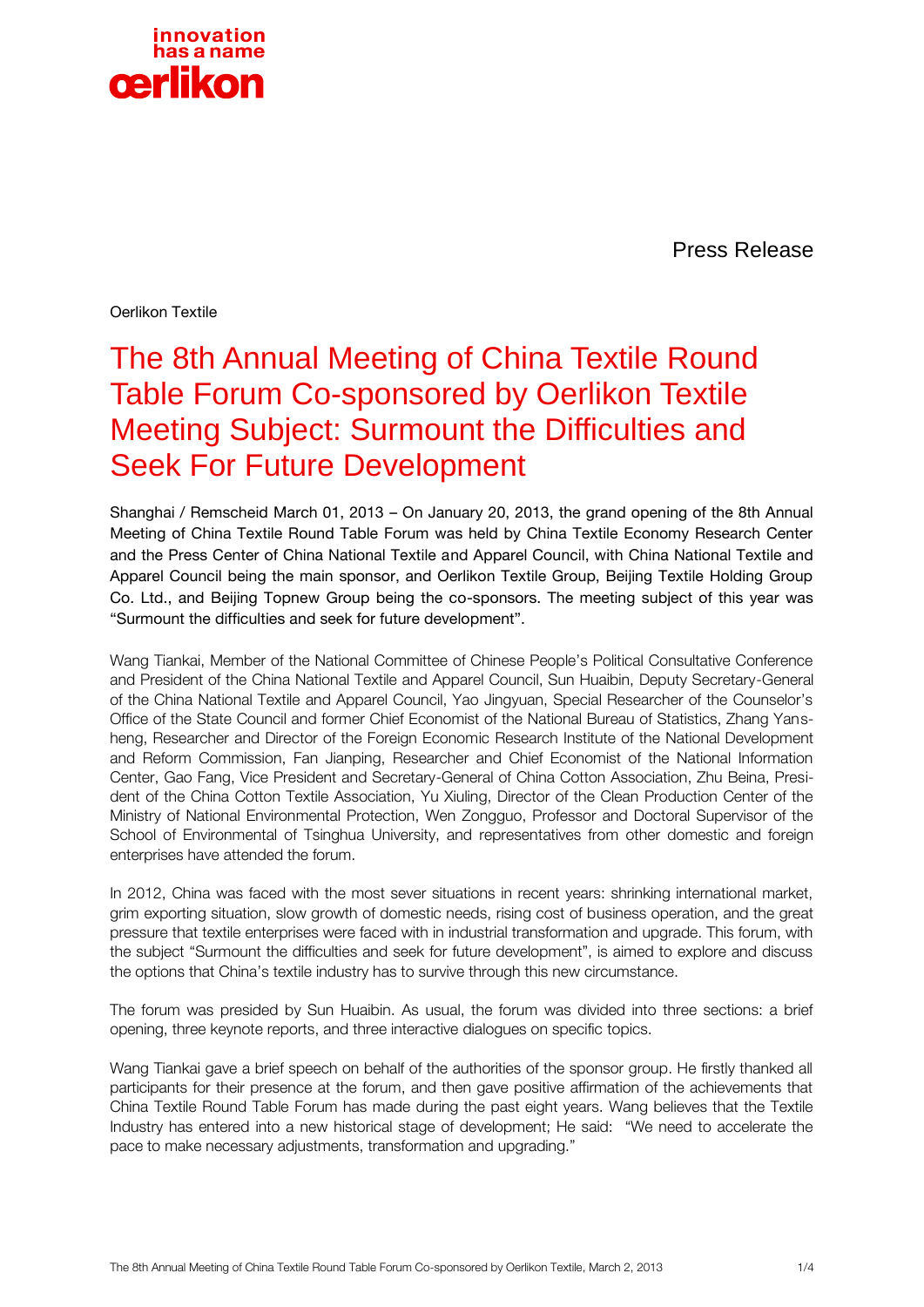innovation has a name
oerlikon

Press Release

Oerlikon Textile

# The 8th Annual Meeting of China Textile Round Table Forum Co-sponsored by Oerlikon Textile Meeting Subject: Surmount the Difficulties and Seek For Future Development

Shanghai / Remscheid March 01, 2013 – On January 20, 2013, the grand opening of the 8th Annual Meeting of China Textile Round Table Forum was held by China Textile Economy Research Center and the Press Center of China National Textile and Apparel Council, with China National Textile and Apparel Council being the main sponsor, and Oerlikon Textile Group, Beijing Textile Holding Group Co. Ltd., and Beijing Topnew Group being the co-sponsors. The meeting subject of this year was "Surmount the difficulties and seek for future development".

Wang Tiankai, Member of the National Committee of Chinese People's Political Consultative Conference and President of the China National Textile and Apparel Council, Sun Huaibin, Deputy Secretary-General of the China National Textile and Apparel Council, Yao Jingyuan, Special Researcher of the Counselor's Office of the State Council and former Chief Economist of the National Bureau of Statistics, Zhang Yansheng, Researcher and Director of the Foreign Economic Research Institute of the National Development and Reform Commission, Fan Jianping, Researcher and Chief Economist of the National Information Center, Gao Fang, Vice President and Secretary-General of China Cotton Association, Zhu Beina, President of the China Cotton Textile Association, Yu Xiuling, Director of the Clean Production Center of the Ministry of National Environmental Protection, Wen Zongguo, Professor and Doctoral Supervisor of the School of Environmental of Tsinghua University, and representatives from other domestic and foreign enterprises have attended the forum.

In 2012, China was faced with the most sever situations in recent years: shrinking international market, grim exporting situation, slow growth of domestic needs, rising cost of business operation, and the great pressure that textile enterprises were faced with in industrial transformation and upgrade. This forum, with the subject "Surmount the difficulties and seek for future development", is aimed to explore and discuss the options that China's textile industry has to survive through this new circumstance.

The forum was presided by Sun Huaibin. As usual, the forum was divided into three sections: a brief opening, three keynote reports, and three interactive dialogues on specific topics.

Wang Tiankai gave a brief speech on behalf of the authorities of the sponsor group. He firstly thanked all participants for their presence at the forum, and then gave positive affirmation of the achievements that China Textile Round Table Forum has made during the past eight years. Wang believes that the Textile Industry has entered into a new historical stage of development; He said: "We need to accelerate the pace to make necessary adjustments, transformation and upgrading."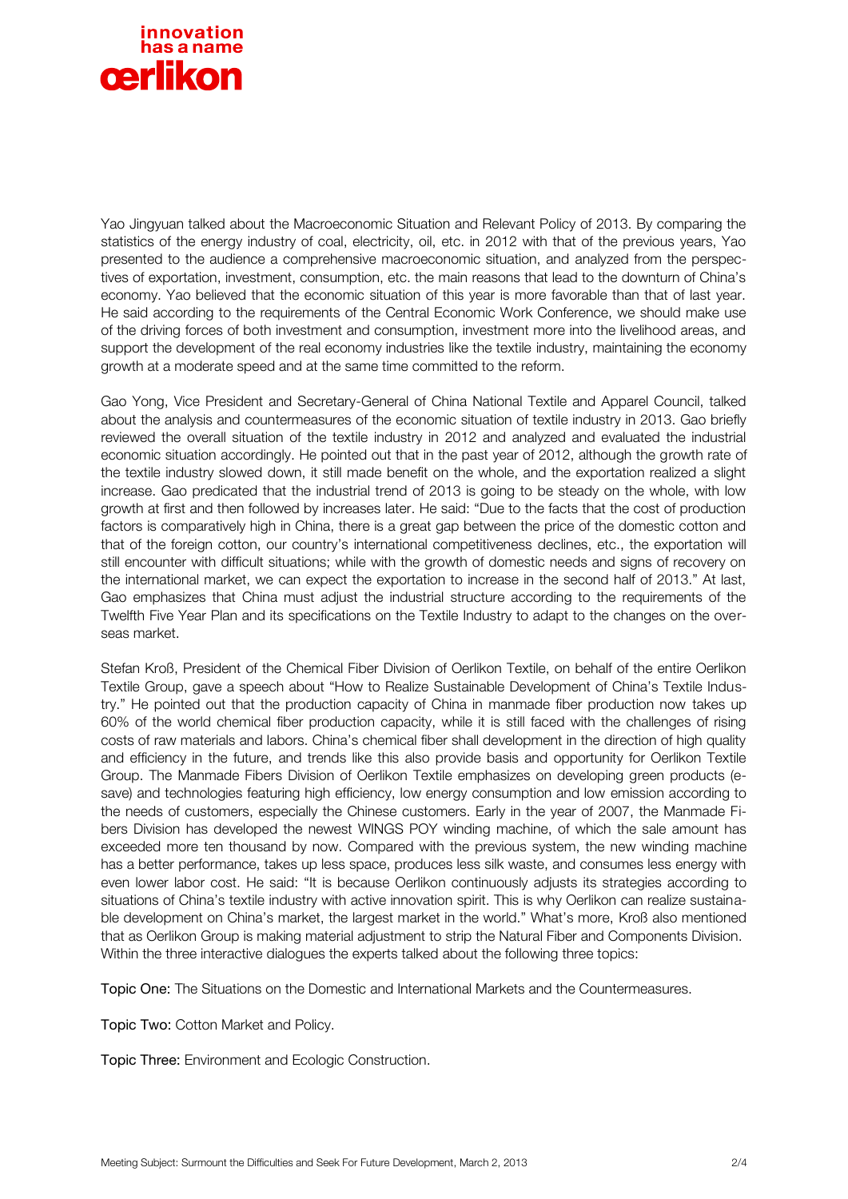Yao Jingyuan talked about the Macroeconomic Situation and Relevant Policy of 2013. By comparing the statistics of the energy industry of coal, electricity, oil, etc. in 2012 with that of the previous years, Yao presented to the audience a comprehensive macroeconomic situation, and analyzed from the perspectives of exportation, investment, consumption, etc. the main reasons that lead to the downturn of China's economy. Yao believed that the economic situation of this year is more favorable than that of last year. He said according to the requirements of the Central Economic Work Conference, we should make use of the driving forces of both investment and consumption, investment more into the livelihood areas, and support the development of the real economy industries like the textile industry, maintaining the economy growth at a moderate speed and at the same time committed to the reform.

Gao Yong, Vice President and Secretary-General of China National Textile and Apparel Council, talked about the analysis and countermeasures of the economic situation of textile industry in 2013. Gao briefly reviewed the overall situation of the textile industry in 2012 and analyzed and evaluated the industrial economic situation accordingly. He pointed out that in the past year of 2012, although the growth rate of the textile industry slowed down, it still made benefit on the whole, and the exportation realized a slight increase. Gao predicated that the industrial trend of 2013 is going to be steady on the whole, with low growth at first and then followed by increases later. He said: "Due to the facts that the cost of production factors is comparatively high in China, there is a great gap between the price of the domestic cotton and that of the foreign cotton, our country's international competitiveness declines, etc., the exportation will still encounter with difficult situations; while with the growth of domestic needs and signs of recovery on the international market, we can expect the exportation to increase in the second half of 2013." At last, Gao emphasizes that China must adjust the industrial structure according to the requirements of the Twelfth Five Year Plan and its specifications on the Textile Industry to adapt to the changes on the overseas market.

Stefan Kroß, President of the Chemical Fiber Division of Oerlikon Textile, on behalf of the entire Oerlikon Textile Group, gave a speech about "How to Realize Sustainable Development of China's Textile Industry." He pointed out that the production capacity of China in manmade fiber production now takes up 60% of the world chemical fiber production capacity, while it is still faced with the challenges of rising costs of raw materials and labors. China's chemical fiber shall development in the direction of high quality and efficiency in the future, and trends like this also provide basis and opportunity for Oerlikon Textile Group. The Manmade Fibers Division of Oerlikon Textile emphasizes on developing green products (e-save) and technologies featuring high efficiency, low energy consumption and low emission according to the needs of customers, especially the Chinese customers. Early in the year of 2007, the Manmade Fibers Division has developed the newest WINGS POY winding machine, of which the sale amount has exceeded more ten thousand by now. Compared with the previous system, the new winding machine has a better performance, takes up less space, produces less silk waste, and consumes less energy with even lower labor cost. He said: "It is because Oerlikon continuously adjusts its strategies according to situations of China's textile industry with active innovation spirit. This is why Oerlikon can realize sustainable development on China's market, the largest market in the world." What's more, Kroß also mentioned that as Oerlikon Group is making material adjustment to strip the Natural Fiber and Components Division.
Within the three interactive dialogues the experts talked about the following three topics:

**Topic One:** The Situations on the Domestic and International Markets and the Countermeasures.

**Topic Two:** Cotton Market and Policy.

**Topic Three:** Environment and Ecologic Construction.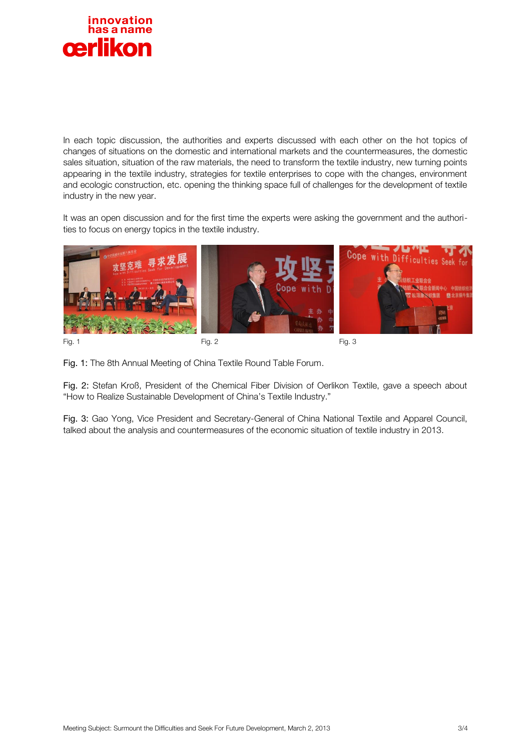In each topic discussion, the authorities and experts discussed with each other on the hot topics of changes of situations on the domestic and international markets and the countermeasures, the domestic sales situation, situation of the raw materials, the need to transform the textile industry, new turning points appearing in the textile industry, strategies for textile enterprises to cope with the changes, environment and ecologic construction, etc. opening the thinking space full of challenges for the development of textile industry in the new year.

It was an open discussion and for the first time the experts were asking the government and the authorities to focus on energy topics in the textile industry.

Fig. 1

Fig. 2

Fig. 3

Fig. 1: The 8th Annual Meeting of China Textile Round Table Forum.

Fig. 2: Stefan Kroß, President of the Chemical Fiber Division of Oerlikon Textile, gave a speech about "How to Realize Sustainable Development of China's Textile Industry."

Fig. 3: Gao Yong, Vice President and Secretary-General of China National Textile and Apparel Council, talked about the analysis and countermeasures of the economic situation of textile industry in 2013.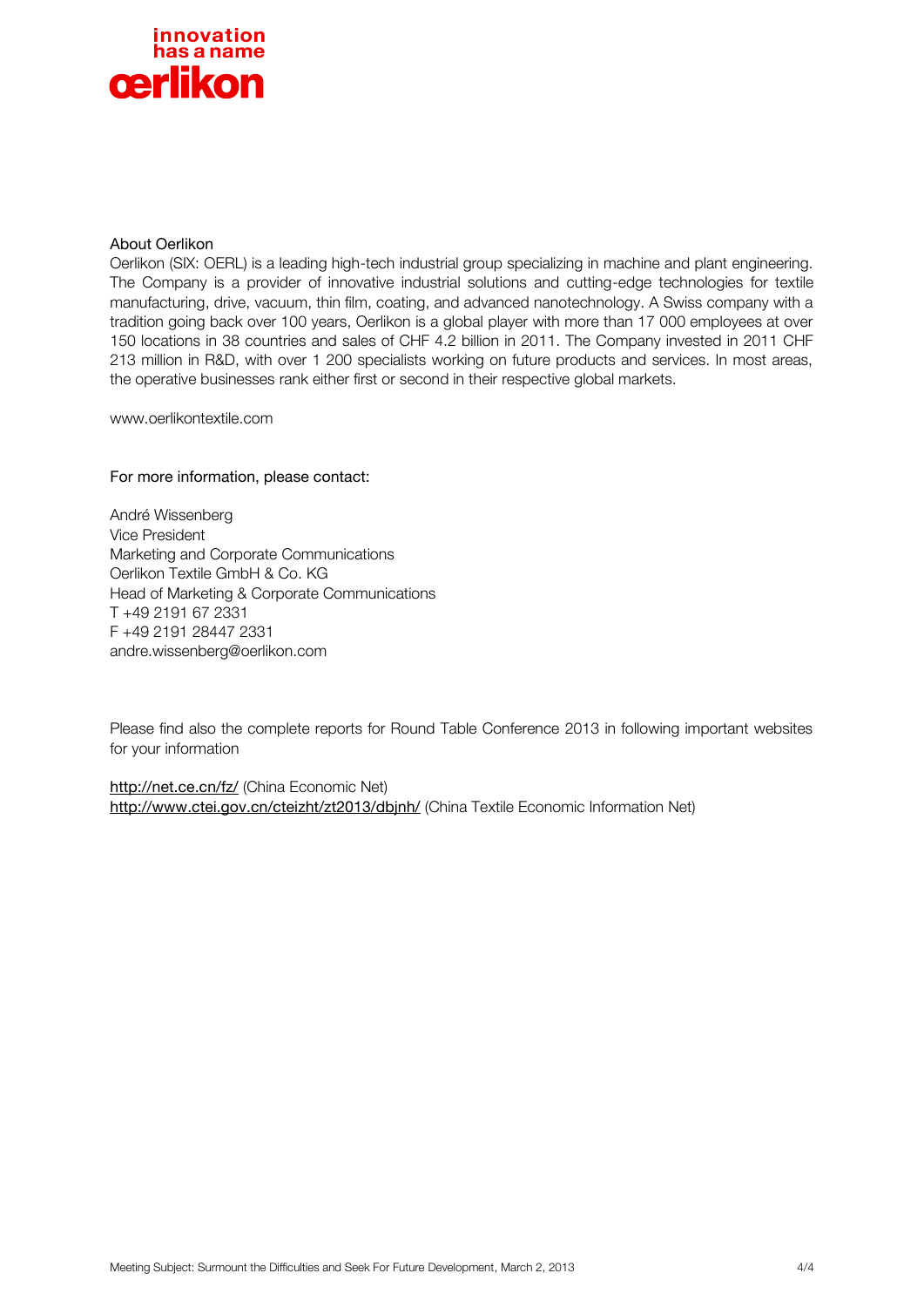## About Oerlikon

Oerlikon (SIX: OERL) is a leading high-tech industrial group specializing in machine and plant engineering. The Company is a provider of innovative industrial solutions and cutting-edge technologies for textile manufacturing, drive, vacuum, thin film, coating, and advanced nanotechnology. A Swiss company with a tradition going back over 100 years, Oerlikon is a global player with more than 17 000 employees at over 150 locations in 38 countries and sales of CHF 4.2 billion in 2011. The Company invested in 2011 CHF 213 million in R&D, with over 1 200 specialists working on future products and services. In most areas, the operative businesses rank either first or second in their respective global markets.

www.oerlikontextile.com

For more information, please contact:

André Wissenberg
Vice President
Marketing and Corporate Communications
Oerlikon Textile GmbH & Co. KG
Head of Marketing & Corporate Communications
T +49 2191 67 2331
F +49 2191 28447 2331
andre.wissenberg@oerlikon.com

Please find also the complete reports for Round Table Conference 2013 in following important websites for your information

http://net.ce.cn/fz/ (China Economic Net)
http://www.ctei.gov.cn/cteizht/zt2013/dbjnh/ (China Textile Economic Information Net)